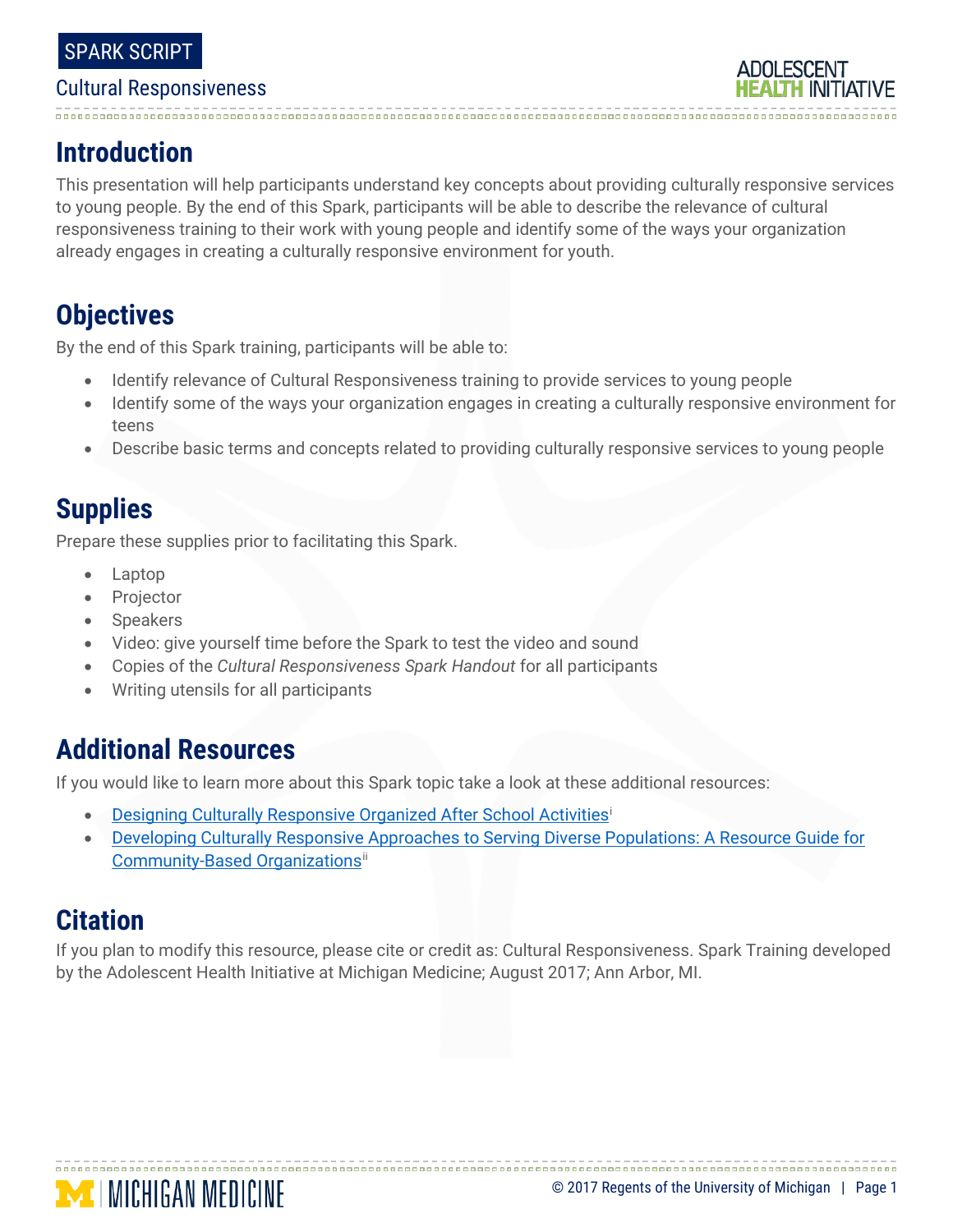SPARK SCRIPT

Cultural Responsiveness

# Introduction

This presentation will help participants understand key concepts about providing culturally responsive services to young people. By the end of this Spark, participants will be able to describe the relevance of cultural responsiveness training to their work with young people and identify some of the ways your organization already engages in creating a culturally responsive environment for youth.

# Objectives

By the end of this Spark training, participants will be able to:

- Identify relevance of Cultural Responsiveness training to provide services to young people
- Identify some of the ways your organization engages in creating a culturally responsive environment for teens
- Describe basic terms and concepts related to providing culturally responsive services to young people

# Supplies

Prepare these supplies prior to facilitating this Spark.

- Laptop
- Projector
- Speakers
- Video: give yourself time before the Spark to test the video and sound
- Copies of the *Cultural Responsiveness Spark Handout* for all participants
- Writing utensils for all participants

# Additional Resources

If you would like to learn more about this Spark topic take a look at these additional resources:

- Designing Culturally Responsive Organized After School Activities[i]
- Developing Culturally Responsive Approaches to Serving Diverse Populations: A Resource Guide for Community-Based Organizations[ii]

# Citation

If you plan to modify this resource, please cite or credit as: Cultural Responsiveness. Spark Training developed by the Adolescent Health Initiative at Michigan Medicine; August 2017; Ann Arbor, MI.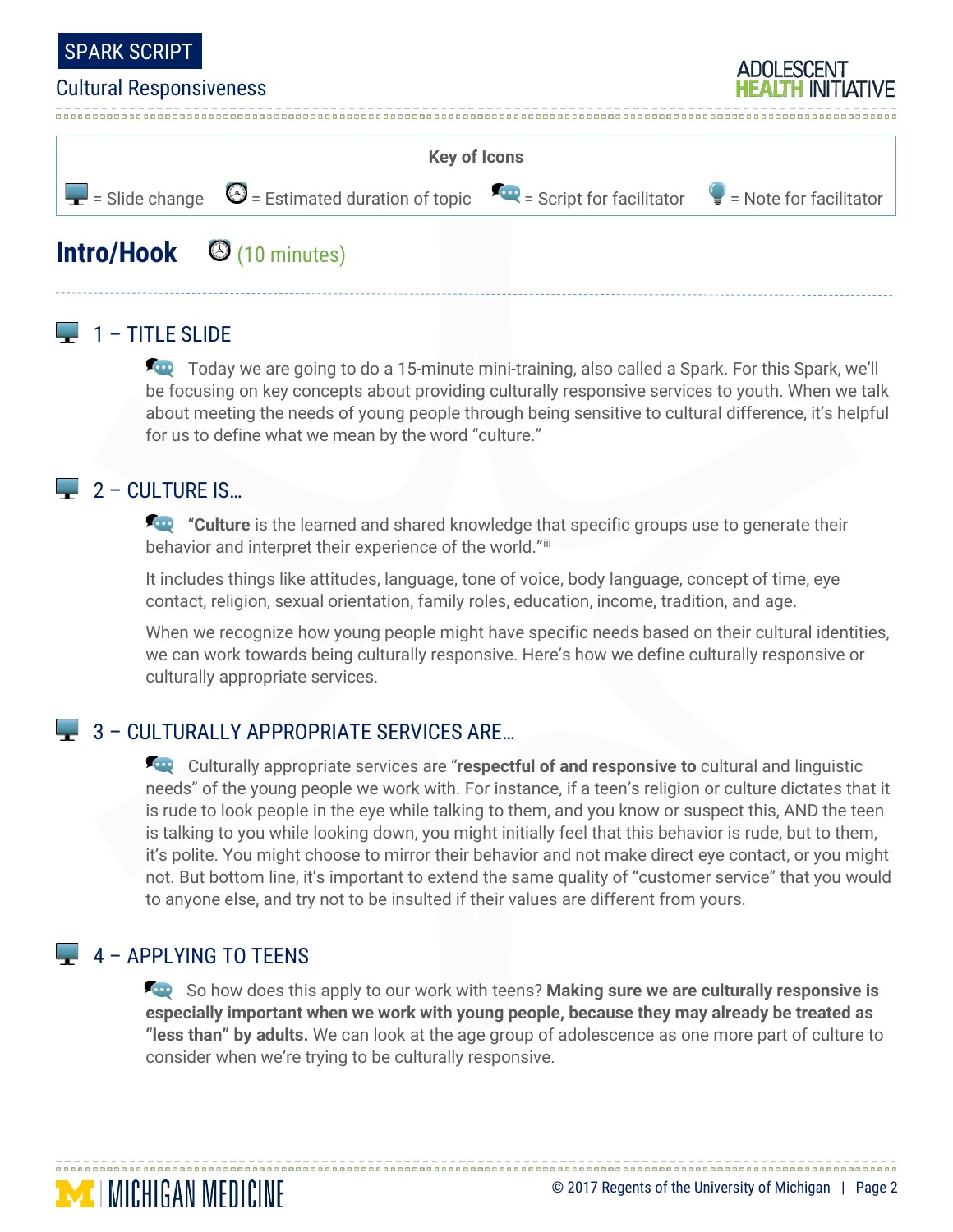**Key of Icons**

= Slide change = Estimated duration of topic = Script for facilitator = Note for facilitator

# Intro/Hook (10 minutes)

## 1 – TITLE SLIDE

Today we are going to do a 15-minute mini-training, also called a Spark. For this Spark, we'll be focusing on key concepts about providing culturally responsive services to youth. When we talk about meeting the needs of young people through being sensitive to cultural difference, it's helpful for us to define what we mean by the word "culture."

## 2 – CULTURE IS…

"**Culture** is the learned and shared knowledge that specific groups use to generate their behavior and interpret their experience of the world."[iii]

It includes things like attitudes, language, tone of voice, body language, concept of time, eye contact, religion, sexual orientation, family roles, education, income, tradition, and age.

When we recognize how young people might have specific needs based on their cultural identities, we can work towards being culturally responsive. Here's how we define culturally responsive or culturally appropriate services.

## 3 – CULTURALLY APPROPRIATE SERVICES ARE…

Culturally appropriate services are "**respectful of and responsive to** cultural and linguistic needs" of the young people we work with. For instance, if a teen's religion or culture dictates that it is rude to look people in the eye while talking to them, and you know or suspect this, AND the teen is talking to you while looking down, you might initially feel that this behavior is rude, but to them, it's polite. You might choose to mirror their behavior and not make direct eye contact, or you might not. But bottom line, it's important to extend the same quality of "customer service" that you would to anyone else, and try not to be insulted if their values are different from yours.

## 4 – APPLYING TO TEENS

So how does this apply to our work with teens? **Making sure we are culturally responsive is especially important when we work with young people, because they may already be treated as "less than" by adults.** We can look at the age group of adolescence as one more part of culture to consider when we're trying to be culturally responsive.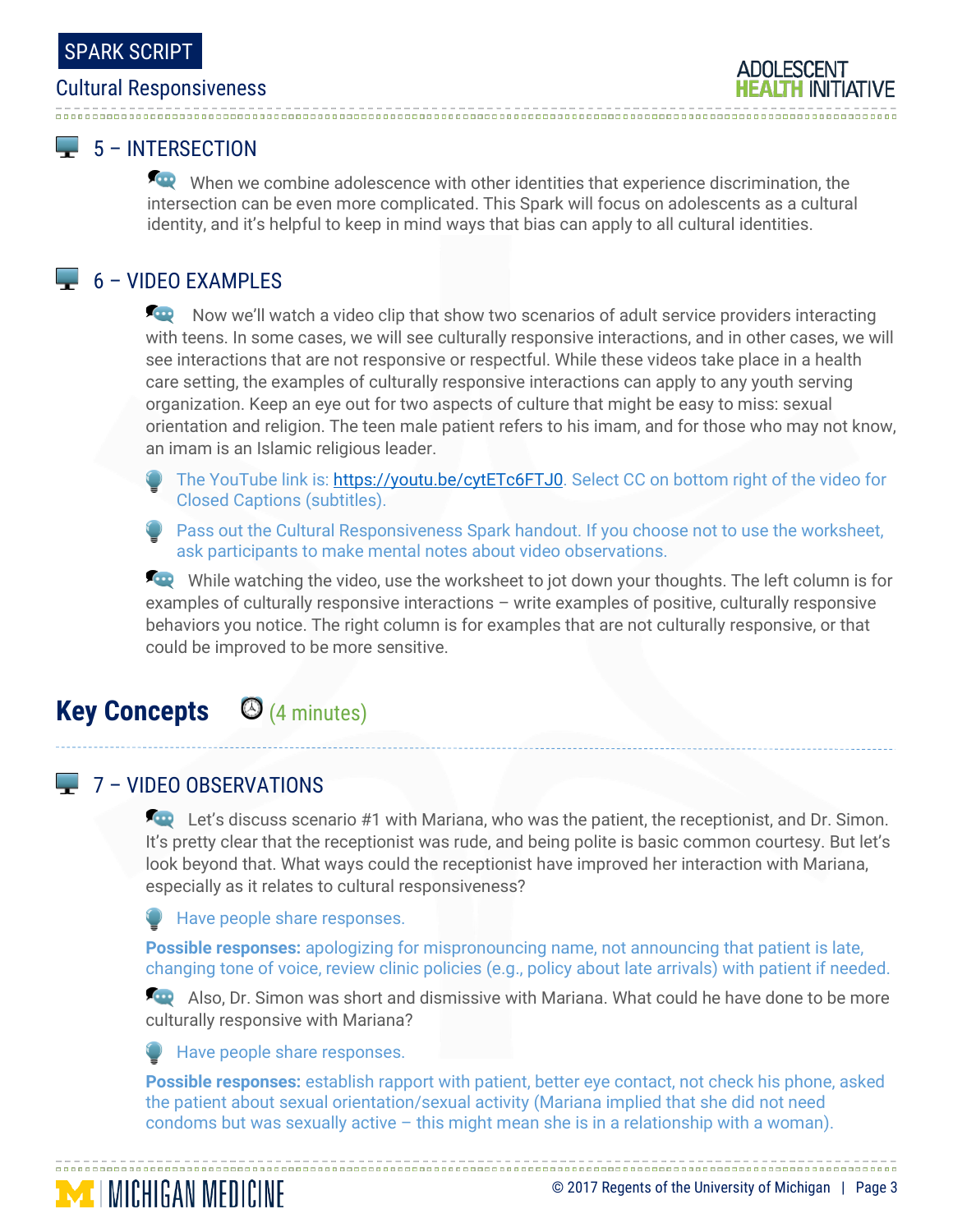## 5 – INTERSECTION

When we combine adolescence with other identities that experience discrimination, the intersection can be even more complicated. This Spark will focus on adolescents as a cultural identity, and it's helpful to keep in mind ways that bias can apply to all cultural identities.

## 6 – VIDEO EXAMPLES

Now we'll watch a video clip that show two scenarios of adult service providers interacting with teens. In some cases, we will see culturally responsive interactions, and in other cases, we will see interactions that are not responsive or respectful. While these videos take place in a health care setting, the examples of culturally responsive interactions can apply to any youth serving organization. Keep an eye out for two aspects of culture that might be easy to miss: sexual orientation and religion. The teen male patient refers to his imam, and for those who may not know, an imam is an Islamic religious leader.

- The YouTube link is: https://youtu.be/cytETc6FTJ0. Select CC on bottom right of the video for Closed Captions (subtitles).
- Pass out the Cultural Responsiveness Spark handout. If you choose not to use the worksheet, ask participants to make mental notes about video observations.

While watching the video, use the worksheet to jot down your thoughts. The left column is for examples of culturally responsive interactions – write examples of positive, culturally responsive behaviors you notice. The right column is for examples that are not culturally responsive, or that could be improved to be more sensitive.

# Key Concepts (4 minutes)

## 7 – VIDEO OBSERVATIONS

Let's discuss scenario #1 with Mariana, who was the patient, the receptionist, and Dr. Simon. It's pretty clear that the receptionist was rude, and being polite is basic common courtesy. But let's look beyond that. What ways could the receptionist have improved her interaction with Mariana, especially as it relates to cultural responsiveness?

- Have people share responses.

**Possible responses:** apologizing for mispronouncing name, not announcing that patient is late, changing tone of voice, review clinic policies (e.g., policy about late arrivals) with patient if needed.

Also, Dr. Simon was short and dismissive with Mariana. What could he have done to be more culturally responsive with Mariana?

- Have people share responses.

**Possible responses:** establish rapport with patient, better eye contact, not check his phone, asked the patient about sexual orientation/sexual activity (Mariana implied that she did not need condoms but was sexually active – this might mean she is in a relationship with a woman).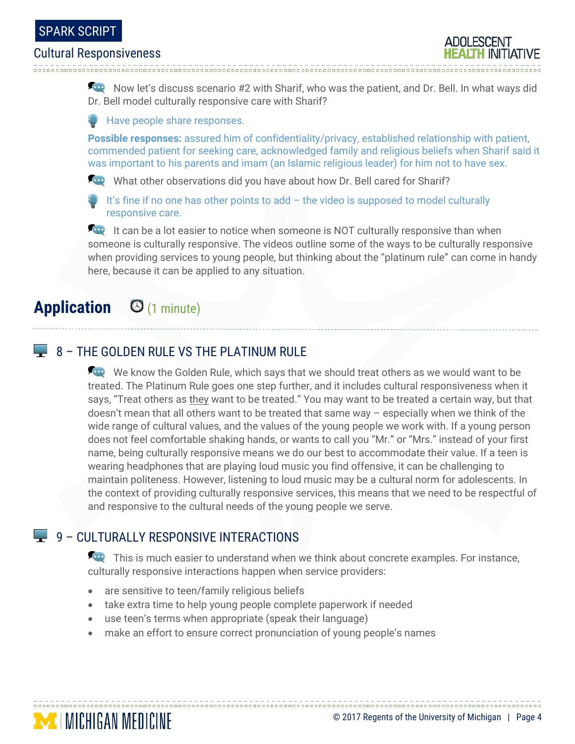Now let's discuss scenario #2 with Sharif, who was the patient, and Dr. Bell. In what ways did Dr. Bell model culturally responsive care with Sharif?

Have people share responses.

**Possible responses:** assured him of confidentiality/privacy, established relationship with patient, commended patient for seeking care, acknowledged family and religious beliefs when Sharif said it was important to his parents and imam (an Islamic religious leader) for him not to have sex.

What other observations did you have about how Dr. Bell cared for Sharif?

It's fine if no one has other points to add – the video is supposed to model culturally responsive care.

It can be a lot easier to notice when someone is NOT culturally responsive than when someone is culturally responsive. The videos outline some of the ways to be culturally responsive when providing services to young people, but thinking about the "platinum rule" can come in handy here, because it can be applied to any situation.

## Application (1 minute)

### 8 – THE GOLDEN RULE VS THE PLATINUM RULE

We know the Golden Rule, which says that we should treat others as we would want to be treated. The Platinum Rule goes one step further, and it includes cultural responsiveness when it says, "Treat others as they want to be treated." You may want to be treated a certain way, but that doesn't mean that all others want to be treated that same way – especially when we think of the wide range of cultural values, and the values of the young people we work with. If a young person does not feel comfortable shaking hands, or wants to call you "Mr." or "Mrs." instead of your first name, being culturally responsive means we do our best to accommodate their value. If a teen is wearing headphones that are playing loud music you find offensive, it can be challenging to maintain politeness. However, listening to loud music may be a cultural norm for adolescents. In the context of providing culturally responsive services, this means that we need to be respectful of and responsive to the cultural needs of the young people we serve.

### 9 – CULTURALLY RESPONSIVE INTERACTIONS

This is much easier to understand when we think about concrete examples. For instance, culturally responsive interactions happen when service providers:

- are sensitive to teen/family religious beliefs
- take extra time to help young people complete paperwork if needed
- use teen's terms when appropriate (speak their language)
- make an effort to ensure correct pronunciation of young people's names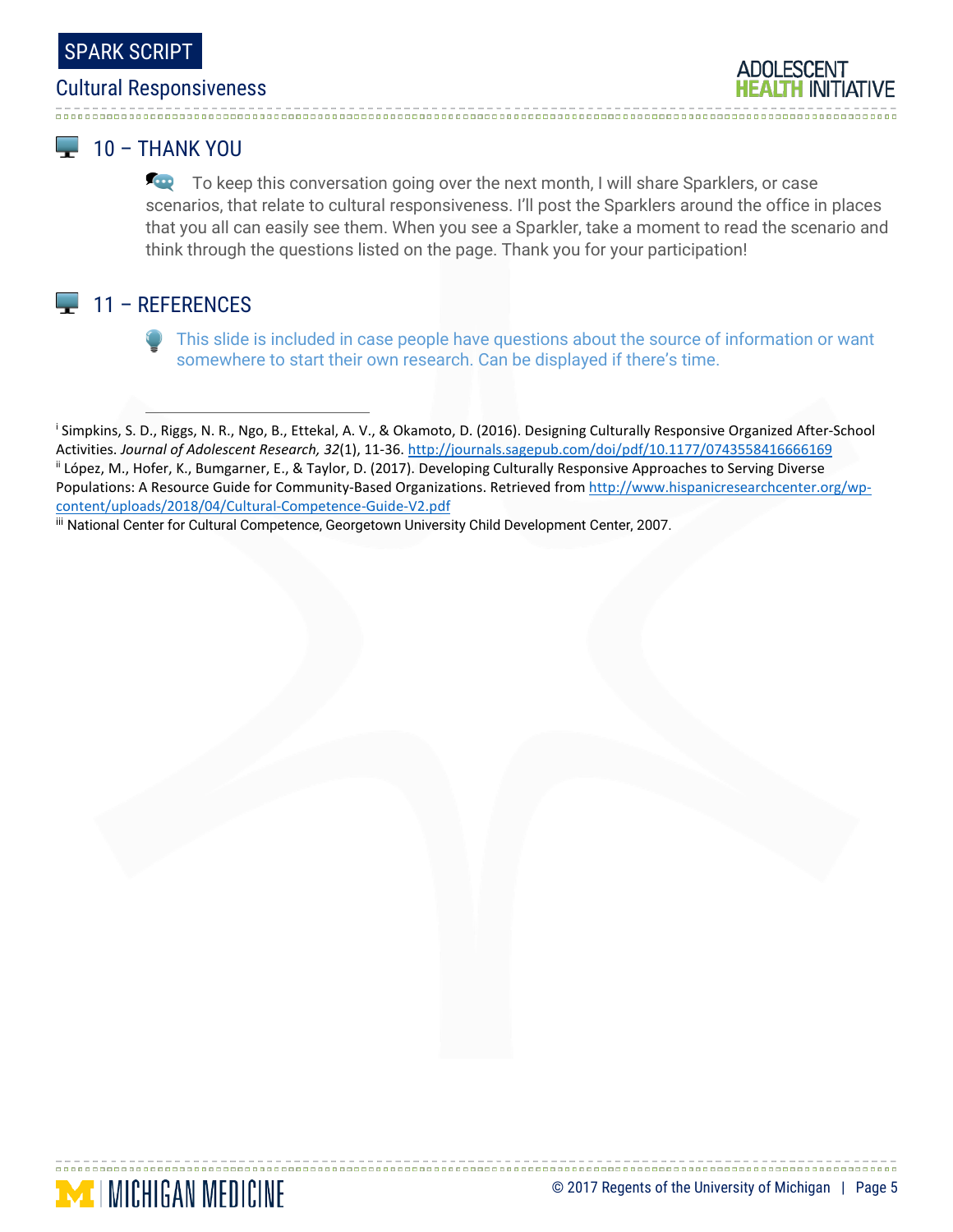## 10 – THANK YOU

To keep this conversation going over the next month, I will share Sparklers, or case scenarios, that relate to cultural responsiveness. I'll post the Sparklers around the office in places that you all can easily see them. When you see a Sparkler, take a moment to read the scenario and think through the questions listed on the page. Thank you for your participation!

## 11 – REFERENCES

This slide is included in case people have questions about the source of information or want somewhere to start their own research. Can be displayed if there's time.

---

[i] Simpkins, S. D., Riggs, N. R., Ngo, B., Ettekal, A. V., & Okamoto, D. (2016). Designing Culturally Responsive Organized After-School Activities. *Journal of Adolescent Research, 32*(1), 11-36. http://journals.sagepub.com/doi/pdf/10.1177/0743558416666169

[ii] López, M., Hofer, K., Bumgarner, E., & Taylor, D. (2017). Developing Culturally Responsive Approaches to Serving Diverse Populations: A Resource Guide for Community-Based Organizations. Retrieved from http://www.hispanicresearchcenter.org/wp-content/uploads/2018/04/Cultural-Competence-Guide-V2.pdf

[iii] National Center for Cultural Competence, Georgetown University Child Development Center, 2007.